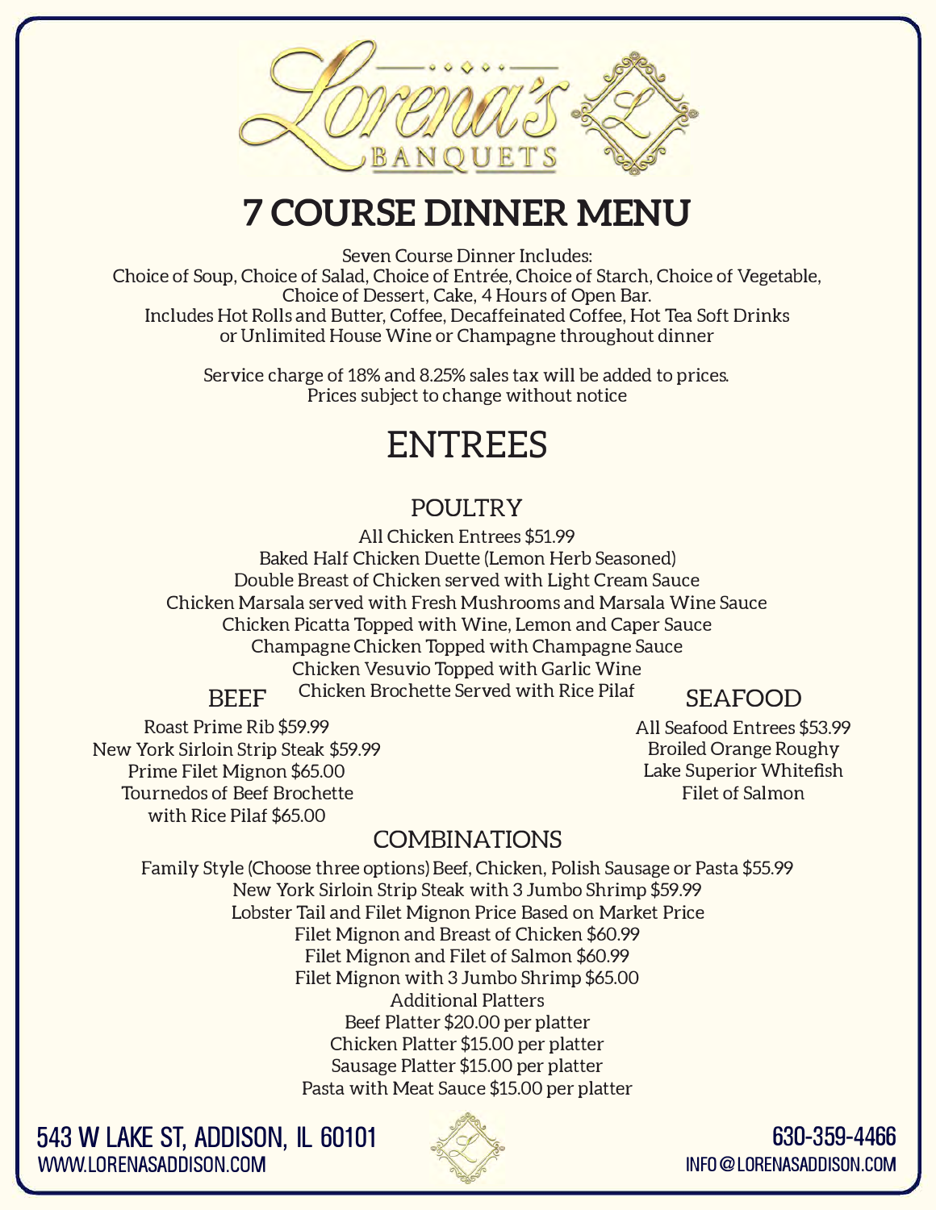# Lorena's Banquets

# 7 COURSE DINNER MENU

Seven Course Dinner Includes:
Choice of Soup, Choice of Salad, Choice of Entrée, Choice of Starch, Choice of Vegetable, Choice of Dessert, Cake, 4 Hours of Open Bar.
Includes Hot Rolls and Butter, Coffee, Decaffeinated Coffee, Hot Tea Soft Drinks or Unlimited House Wine or Champagne throughout dinner

Service charge of 18% and 8.25% sales tax will be added to prices.
Prices subject to change without notice

## ENTREES

### POULTRY

All Chicken Entrees $51.99
Baked Half Chicken Duette (Lemon Herb Seasoned)
Double Breast of Chicken served with Light Cream Sauce
Chicken Marsala served with Fresh Mushrooms and Marsala Wine Sauce
Chicken Picatta Topped with Wine, Lemon and Caper Sauce
Champagne Chicken Topped with Champagne Sauce
Chicken Vesuvio Topped with Garlic Wine
Chicken Brochette Served with Rice Pilaf

### BEEF

Roast Prime Rib $59.99
New York Sirloin Strip Steak $59.99
Prime Filet Mignon $65.00
Tournedos of Beef Brochette with Rice Pilaf $65.00

### SEAFOOD

All Seafood Entrees $53.99
Broiled Orange Roughy
Lake Superior Whitefish
Filet of Salmon

### COMBINATIONS

Family Style (Choose three options) Beef, Chicken, Polish Sausage or Pasta $55.99
New York Sirloin Strip Steak with 3 Jumbo Shrimp $59.99
Lobster Tail and Filet Mignon Price Based on Market Price
Filet Mignon and Breast of Chicken $60.99
Filet Mignon and Filet of Salmon $60.99
Filet Mignon with 3 Jumbo Shrimp $65.00
Additional Platters
Beef Platter $20.00 per platter
Chicken Platter $15.00 per platter
Sausage Platter $15.00 per platter
Pasta with Meat Sauce $15.00 per platter

543 W LAKE ST, ADDISON, IL 60101
WWW.LORENASADDISON.COM

630-359-4466
INFO@LORENASADDISON.COM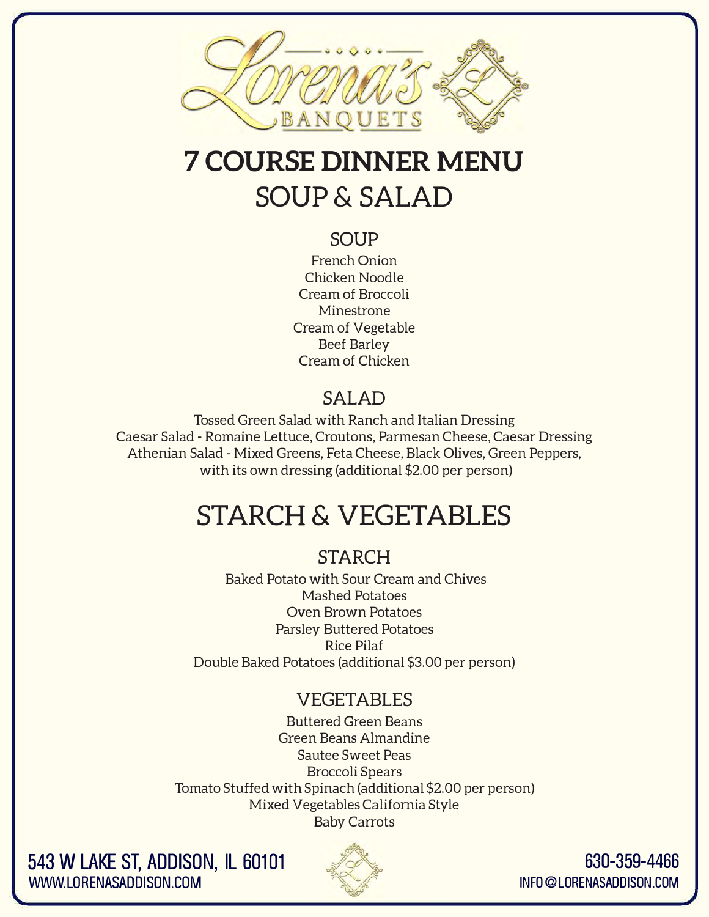Lorena's Banquets

# 7 COURSE DINNER MENU

## SOUP & SALAD

### SOUP

French Onion
Chicken Noodle
Cream of Broccoli
Minestrone
Cream of Vegetable
Beef Barley
Cream of Chicken

### SALAD

Tossed Green Salad with Ranch and Italian Dressing
Caesar Salad - Romaine Lettuce, Croutons, Parmesan Cheese, Caesar Dressing
Athenian Salad - Mixed Greens, Feta Cheese, Black Olives, Green Peppers, with its own dressing (additional $2.00 per person)

## STARCH & VEGETABLES

### STARCH

Baked Potato with Sour Cream and Chives
Mashed Potatoes
Oven Brown Potatoes
Parsley Buttered Potatoes
Rice Pilaf
Double Baked Potatoes (additional $3.00 per person)

### VEGETABLES

Buttered Green Beans
Green Beans Almandine
Sautee Sweet Peas
Broccoli Spears
Tomato Stuffed with Spinach (additional $2.00 per person)
Mixed Vegetables California Style
Baby Carrots

543 W LAKE ST, ADDISON, IL 60101
WWW.LORENASADDISON.COM

630-359-4466
INFO@LORENASADDISON.COM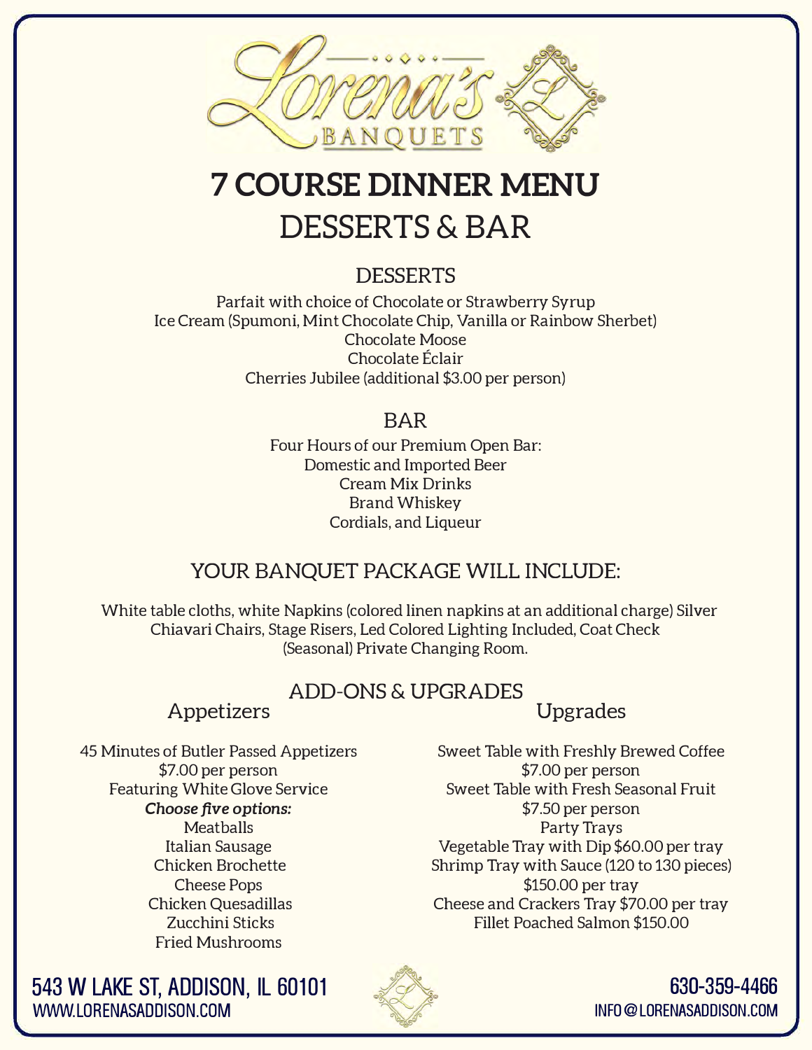Lorena's BANQUETS

# 7 COURSE DINNER MENU

## DESSERTS & BAR

### DESSERTS

Parfait with choice of Chocolate or Strawberry Syrup
Ice Cream (Spumoni, Mint Chocolate Chip, Vanilla or Rainbow Sherbet)
Chocolate Moose
Chocolate Éclair
Cherries Jubilee (additional $3.00 per person)

### BAR

Four Hours of our Premium Open Bar:
Domestic and Imported Beer
Cream Mix Drinks
Brand Whiskey
Cordials, and Liqueur

### YOUR BANQUET PACKAGE WILL INCLUDE:

White table cloths, white Napkins (colored linen napkins at an additional charge) Silver Chiavari Chairs, Stage Risers, Led Colored Lighting Included, Coat Check (Seasonal) Private Changing Room.

### ADD-ONS & UPGRADES

#### Appetizers

45 Minutes of Butler Passed Appetizers
$7.00 per person
Featuring White Glove Service
***Choose five options:***
Meatballs
Italian Sausage
Chicken Brochette
Cheese Pops
Chicken Quesadillas
Zucchini Sticks
Fried Mushrooms

#### Upgrades

Sweet Table with Freshly Brewed Coffee
$7.00 per person
Sweet Table with Fresh Seasonal Fruit
$7.50 per person
Party Trays
Vegetable Tray with Dip $60.00 per tray
Shrimp Tray with Sauce (120 to 130 pieces)
$150.00 per tray
Cheese and Crackers Tray $70.00 per tray
Fillet Poached Salmon $150.00

543 W LAKE ST, ADDISON, IL 60101
WWW.LORENASADDISON.COM

630-359-4466
INFO@LORENASADDISON.COM